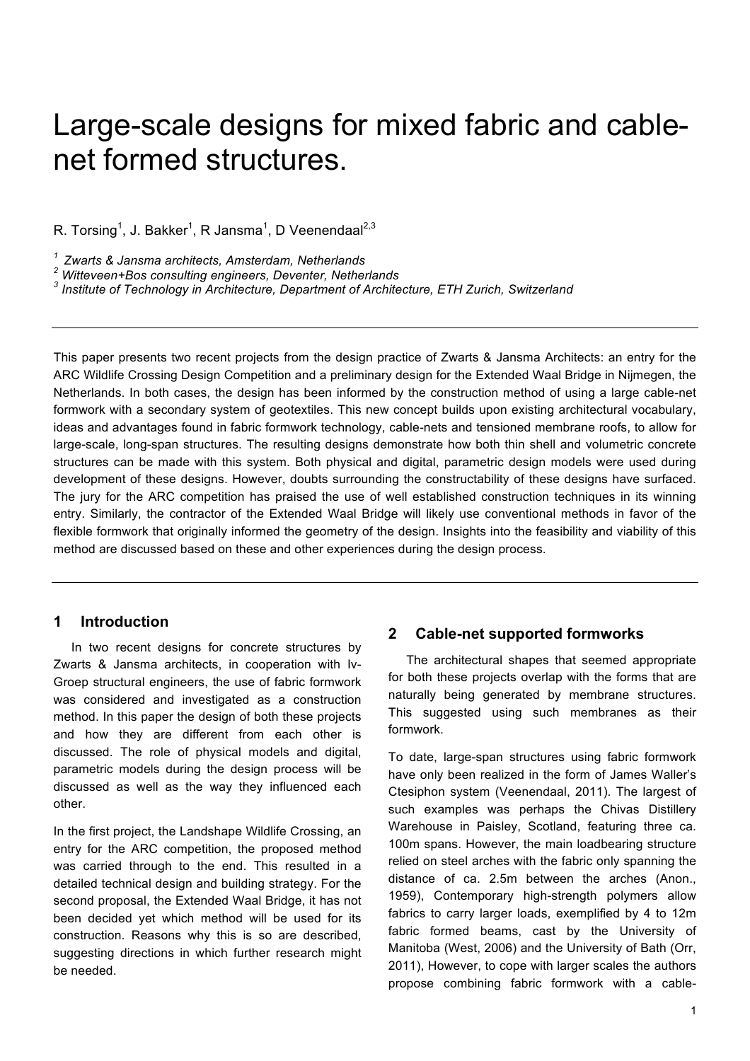# Large-scale designs for mixed fabric and cable-net formed structures.

R. Torsing[1], J. Bakker[1], R Jansma[1], D Veenendaal[2,3]

[1] *Zwarts & Jansma architects, Amsterdam, Netherlands*
[2] *Witteveen+Bos consulting engineers, Deventer, Netherlands*
[3] *Institute of Technology in Architecture, Department of Architecture, ETH Zurich, Switzerland*

---

This paper presents two recent projects from the design practice of Zwarts & Jansma Architects: an entry for the ARC Wildlife Crossing Design Competition and a preliminary design for the Extended Waal Bridge in Nijmegen, the Netherlands. In both cases, the design has been informed by the construction method of using a large cable-net formwork with a secondary system of geotextiles. This new concept builds upon existing architectural vocabulary, ideas and advantages found in fabric formwork technology, cable-nets and tensioned membrane roofs, to allow for large-scale, long-span structures. The resulting designs demonstrate how both thin shell and volumetric concrete structures can be made with this system. Both physical and digital, parametric design models were used during development of these designs. However, doubts surrounding the constructability of these designs have surfaced. The jury for the ARC competition has praised the use of well established construction techniques in its winning entry. Similarly, the contractor of the Extended Waal Bridge will likely use conventional methods in favor of the flexible formwork that originally informed the geometry of the design. Insights into the feasibility and viability of this method are discussed based on these and other experiences during the design process.

---

## 1 Introduction

In two recent designs for concrete structures by Zwarts & Jansma architects, in cooperation with Iv-Groep structural engineers, the use of fabric formwork was considered and investigated as a construction method. In this paper the design of both these projects and how they are different from each other is discussed. The role of physical models and digital, parametric models during the design process will be discussed as well as the way they influenced each other.

In the first project, the Landshape Wildlife Crossing, an entry for the ARC competition, the proposed method was carried through to the end. This resulted in a detailed technical design and building strategy. For the second proposal, the Extended Waal Bridge, it has not been decided yet which method will be used for its construction. Reasons why this is so are described, suggesting directions in which further research might be needed.

## 2 Cable-net supported formworks

The architectural shapes that seemed appropriate for both these projects overlap with the forms that are naturally being generated by membrane structures. This suggested using such membranes as their formwork.

To date, large-span structures using fabric formwork have only been realized in the form of James Waller's Ctesiphon system (Veenendaal, 2011). The largest of such examples was perhaps the Chivas Distillery Warehouse in Paisley, Scotland, featuring three ca. 100m spans. However, the main loadbearing structure relied on steel arches with the fabric only spanning the distance of ca. 2.5m between the arches (Anon., 1959), Contemporary high-strength polymers allow fabrics to carry larger loads, exemplified by 4 to 12m fabric formed beams, cast by the University of Manitoba (West, 2006) and the University of Bath (Orr, 2011), However, to cope with larger scales the authors propose combining fabric formwork with a cable-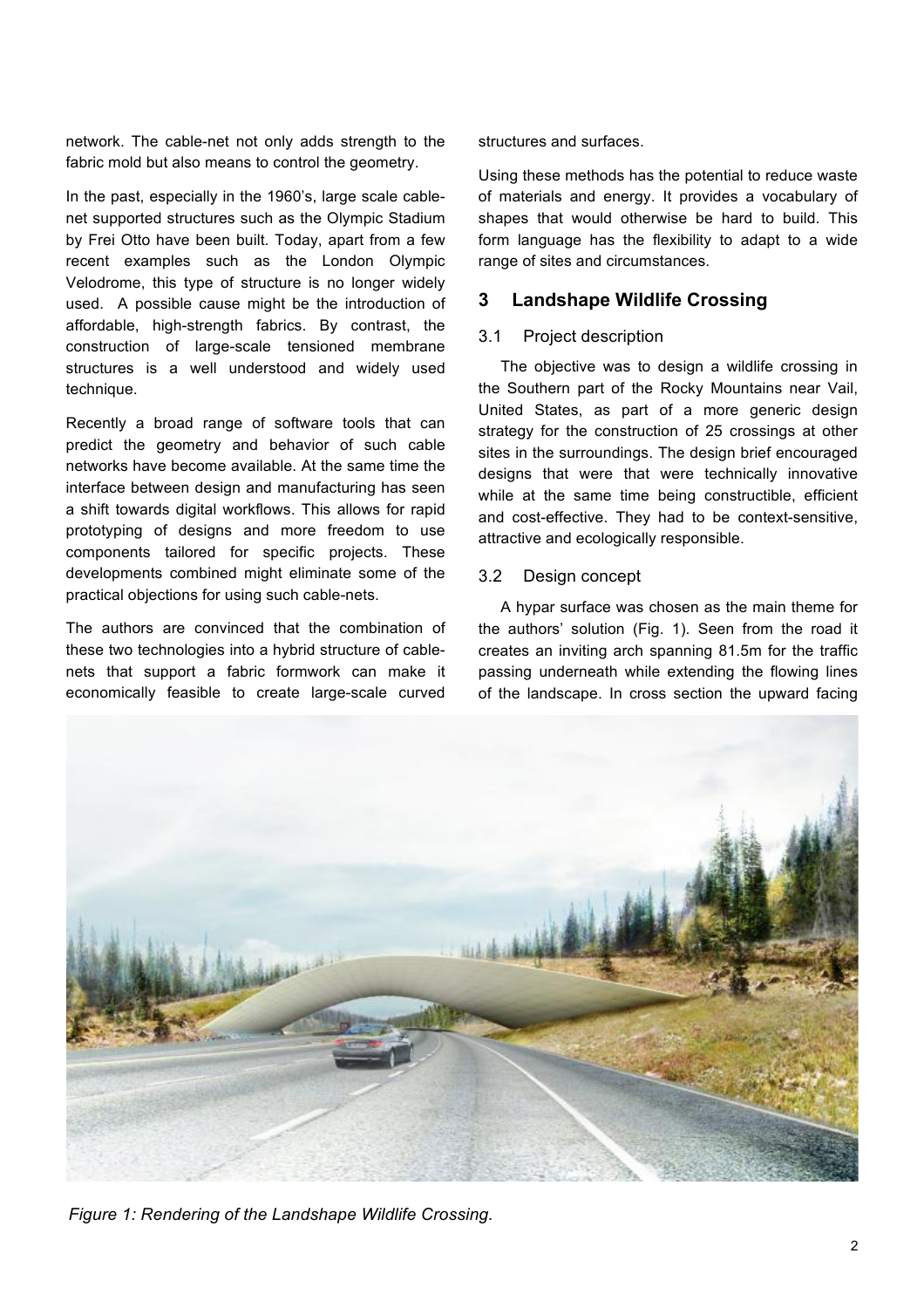network. The cable-net not only adds strength to the fabric mold but also means to control the geometry.

In the past, especially in the 1960's, large scale cable-net supported structures such as the Olympic Stadium by Frei Otto have been built. Today, apart from a few recent examples such as the London Olympic Velodrome, this type of structure is no longer widely used. A possible cause might be the introduction of affordable, high-strength fabrics. By contrast, the construction of large-scale tensioned membrane structures is a well understood and widely used technique.

Recently a broad range of software tools that can predict the geometry and behavior of such cable networks have become available. At the same time the interface between design and manufacturing has seen a shift towards digital workflows. This allows for rapid prototyping of designs and more freedom to use components tailored for specific projects. These developments combined might eliminate some of the practical objections for using such cable-nets.

The authors are convinced that the combination of these two technologies into a hybrid structure of cable-nets that support a fabric formwork can make it economically feasible to create large-scale curved structures and surfaces.

Using these methods has the potential to reduce waste of materials and energy. It provides a vocabulary of shapes that would otherwise be hard to build. This form language has the flexibility to adapt to a wide range of sites and circumstances.

## 3 Landshape Wildlife Crossing

### 3.1 Project description

The objective was to design a wildlife crossing in the Southern part of the Rocky Mountains near Vail, United States, as part of a more generic design strategy for the construction of 25 crossings at other sites in the surroundings. The design brief encouraged designs that were that were technically innovative while at the same time being constructible, efficient and cost-effective. They had to be context-sensitive, attractive and ecologically responsible.

### 3.2 Design concept

A hypar surface was chosen as the main theme for the authors' solution (Fig. 1). Seen from the road it creates an inviting arch spanning 81.5m for the traffic passing underneath while extending the flowing lines of the landscape. In cross section the upward facing

*Figure 1: Rendering of the Landshape Wildlife Crossing.*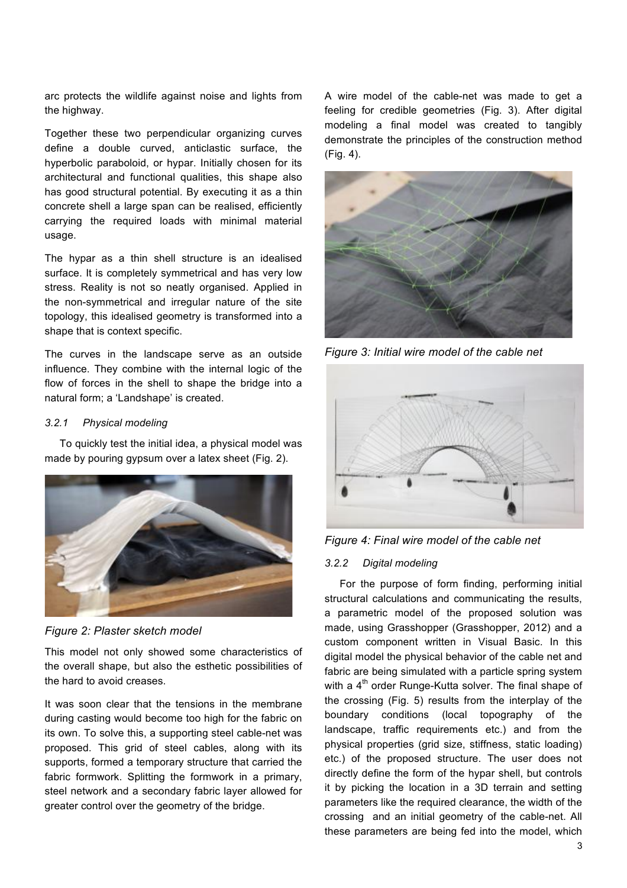arc protects the wildlife against noise and lights from the highway.

Together these two perpendicular organizing curves define a double curved, anticlastic surface, the hyperbolic paraboloid, or hypar. Initially chosen for its architectural and functional qualities, this shape also has good structural potential. By executing it as a thin concrete shell a large span can be realised, efficiently carrying the required loads with minimal material usage.

The hypar as a thin shell structure is an idealised surface. It is completely symmetrical and has very low stress. Reality is not so neatly organised. Applied in the non-symmetrical and irregular nature of the site topology, this idealised geometry is transformed into a shape that is context specific.

The curves in the landscape serve as an outside influence. They combine with the internal logic of the flow of forces in the shell to shape the bridge into a natural form; a 'Landshape' is created.

### *3.2.1 Physical modeling*

To quickly test the initial idea, a physical model was made by pouring gypsum over a latex sheet (Fig. 2).

*Figure 2: Plaster sketch model*

This model not only showed some characteristics of the overall shape, but also the esthetic possibilities of the hard to avoid creases.

It was soon clear that the tensions in the membrane during casting would become too high for the fabric on its own. To solve this, a supporting steel cable-net was proposed. This grid of steel cables, along with its supports, formed a temporary structure that carried the fabric formwork. Splitting the formwork in a primary, steel network and a secondary fabric layer allowed for greater control over the geometry of the bridge.

A wire model of the cable-net was made to get a feeling for credible geometries (Fig. 3). After digital modeling a final model was created to tangibly demonstrate the principles of the construction method (Fig. 4).

*Figure 3: Initial wire model of the cable net*

*Figure 4: Final wire model of the cable net*

### *3.2.2 Digital modeling*

For the purpose of form finding, performing initial structural calculations and communicating the results, a parametric model of the proposed solution was made, using Grasshopper (Grasshopper, 2012) and a custom component written in Visual Basic. In this digital model the physical behavior of the cable net and fabric are being simulated with a particle spring system with a $4^{th}$ order Runge-Kutta solver. The final shape of the crossing (Fig. 5) results from the interplay of the boundary conditions (local topography of the landscape, traffic requirements etc.) and from the physical properties (grid size, stiffness, static loading) etc.) of the proposed structure. The user does not directly define the form of the hypar shell, but controls it by picking the location in a 3D terrain and setting parameters like the required clearance, the width of the crossing and an initial geometry of the cable-net. All these parameters are being fed into the model, which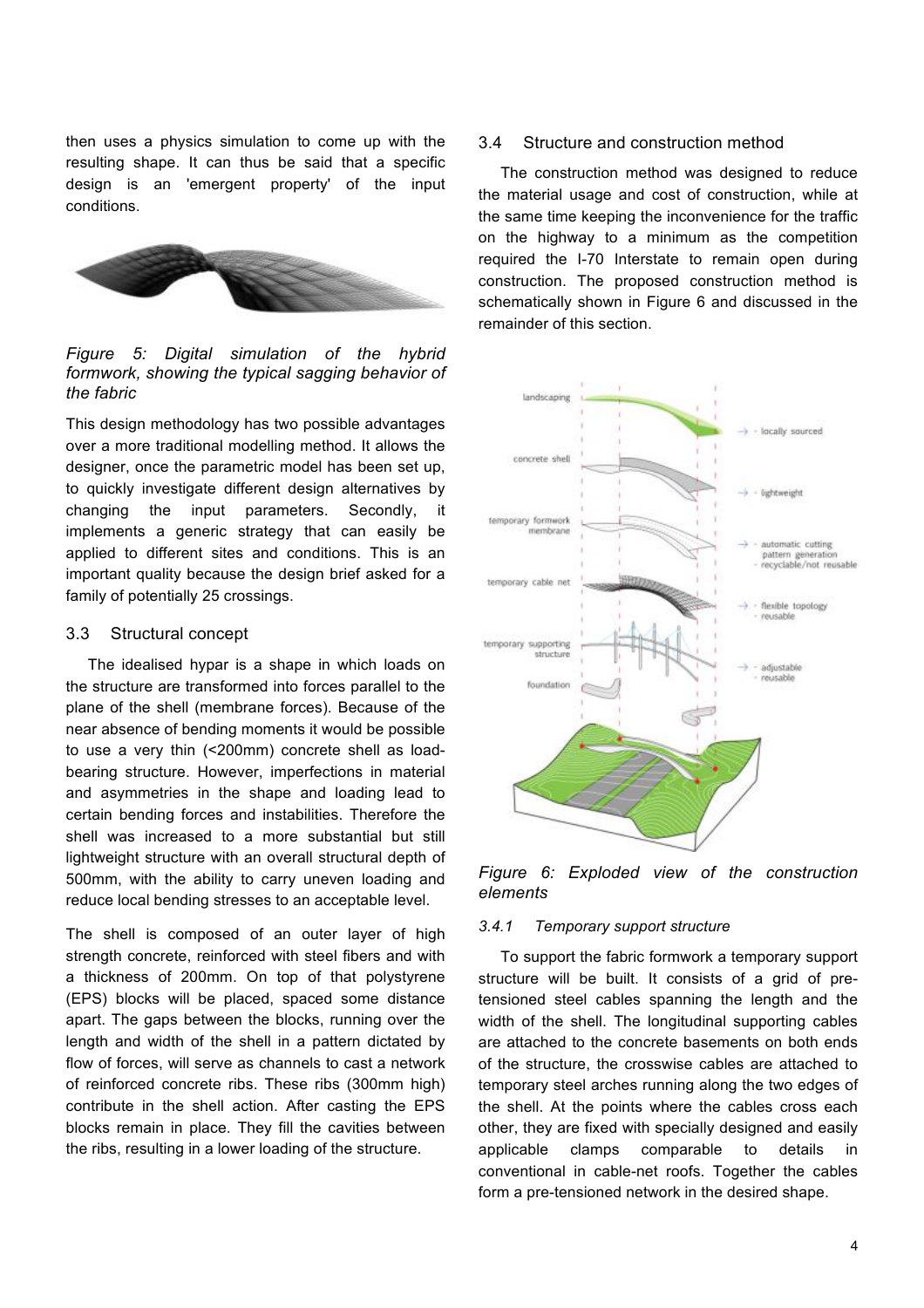then uses a physics simulation to come up with the resulting shape. It can thus be said that a specific design is an 'emergent property' of the input conditions.

*Figure 5: Digital simulation of the hybrid formwork, showing the typical sagging behavior of the fabric*

This design methodology has two possible advantages over a more traditional modelling method. It allows the designer, once the parametric model has been set up, to quickly investigate different design alternatives by changing the input parameters. Secondly, it implements a generic strategy that can easily be applied to different sites and conditions. This is an important quality because the design brief asked for a family of potentially 25 crossings.

## 3.3 Structural concept

The idealised hypar is a shape in which loads on the structure are transformed into forces parallel to the plane of the shell (membrane forces). Because of the near absence of bending moments it would be possible to use a very thin (<200mm) concrete shell as load-bearing structure. However, imperfections in material and asymmetries in the shape and loading lead to certain bending forces and instabilities. Therefore the shell was increased to a more substantial but still lightweight structure with an overall structural depth of 500mm, with the ability to carry uneven loading and reduce local bending stresses to an acceptable level.

The shell is composed of an outer layer of high strength concrete, reinforced with steel fibers and with a thickness of 200mm. On top of that polystyrene (EPS) blocks will be placed, spaced some distance apart. The gaps between the blocks, running over the length and width of the shell in a pattern dictated by flow of forces, will serve as channels to cast a network of reinforced concrete ribs. These ribs (300mm high) contribute in the shell action. After casting the EPS blocks remain in place. They fill the cavities between the ribs, resulting in a lower loading of the structure.

## 3.4 Structure and construction method

The construction method was designed to reduce the material usage and cost of construction, while at the same time keeping the inconvenience for the traffic on the highway to a minimum as the competition required the I-70 Interstate to remain open during construction. The proposed construction method is schematically shown in Figure 6 and discussed in the remainder of this section.

*Figure 6: Exploded view of the construction elements*

### 3.4.1 Temporary support structure

To support the fabric formwork a temporary support structure will be built. It consists of a grid of pre-tensioned steel cables spanning the length and the width of the shell. The longitudinal supporting cables are attached to the concrete basements on both ends of the structure, the crosswise cables are attached to temporary steel arches running along the two edges of the shell. At the points where the cables cross each other, they are fixed with specially designed and easily applicable clamps comparable to details in conventional in cable-net roofs. Together the cables form a pre-tensioned network in the desired shape.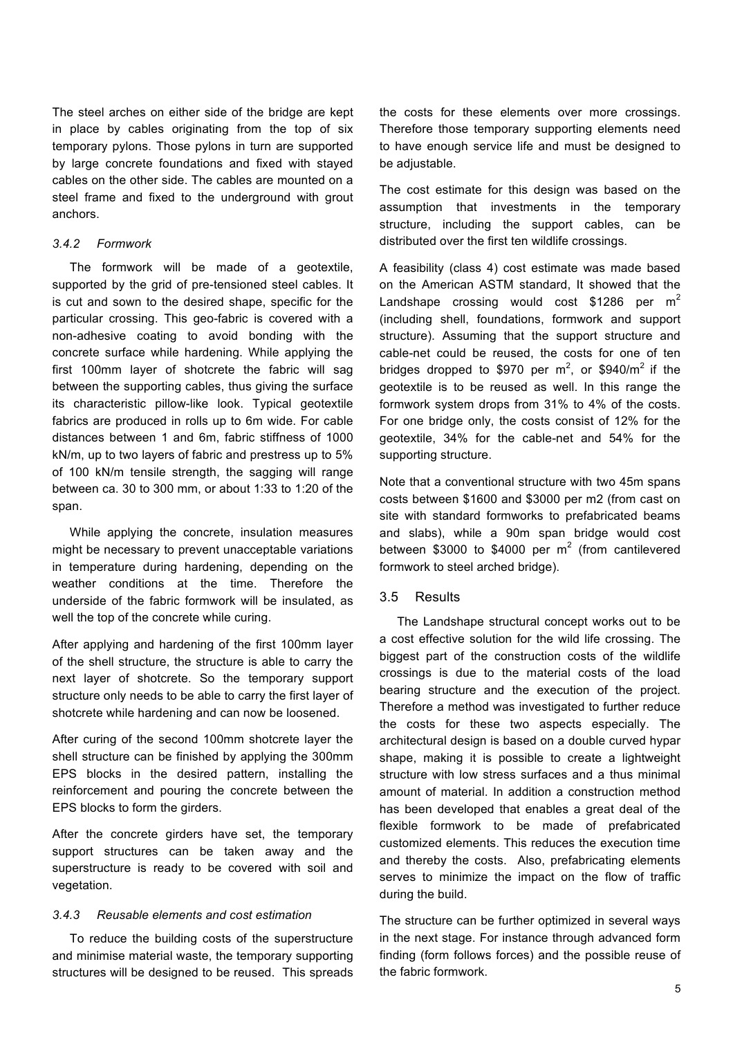The steel arches on either side of the bridge are kept in place by cables originating from the top of six temporary pylons. Those pylons in turn are supported by large concrete foundations and fixed with stayed cables on the other side. The cables are mounted on a steel frame and fixed to the underground with grout anchors.

### *3.4.2 Formwork*

The formwork will be made of a geotextile, supported by the grid of pre-tensioned steel cables. It is cut and sown to the desired shape, specific for the particular crossing. This geo-fabric is covered with a non-adhesive coating to avoid bonding with the concrete surface while hardening. While applying the first 100mm layer of shotcrete the fabric will sag between the supporting cables, thus giving the surface its characteristic pillow-like look. Typical geotextile fabrics are produced in rolls up to 6m wide. For cable distances between 1 and 6m, fabric stiffness of 1000 kN/m, up to two layers of fabric and prestress up to 5% of 100 kN/m tensile strength, the sagging will range between ca. 30 to 300 mm, or about 1:33 to 1:20 of the span.

While applying the concrete, insulation measures might be necessary to prevent unacceptable variations in temperature during hardening, depending on the weather conditions at the time. Therefore the underside of the fabric formwork will be insulated, as well the top of the concrete while curing.

After applying and hardening of the first 100mm layer of the shell structure, the structure is able to carry the next layer of shotcrete. So the temporary support structure only needs to be able to carry the first layer of shotcrete while hardening and can now be loosened.

After curing of the second 100mm shotcrete layer the shell structure can be finished by applying the 300mm EPS blocks in the desired pattern, installing the reinforcement and pouring the concrete between the EPS blocks to form the girders.

After the concrete girders have set, the temporary support structures can be taken away and the superstructure is ready to be covered with soil and vegetation.

### *3.4.3 Reusable elements and cost estimation*

To reduce the building costs of the superstructure and minimise material waste, the temporary supporting structures will be designed to be reused. This spreads the costs for these elements over more crossings. Therefore those temporary supporting elements need to have enough service life and must be designed to be adjustable.

The cost estimate for this design was based on the assumption that investments in the temporary structure, including the support cables, can be distributed over the first ten wildlife crossings.

A feasibility (class 4) cost estimate was made based on the American ASTM standard, It showed that the Landshape crossing would cost \$1286 per m$^2$ (including shell, foundations, formwork and support structure). Assuming that the support structure and cable-net could be reused, the costs for one of ten bridges dropped to \$970 per m$^2$, or \$940/m$^2$ if the geotextile is to be reused as well. In this range the formwork system drops from 31% to 4% of the costs. For one bridge only, the costs consist of 12% for the geotextile, 34% for the cable-net and 54% for the supporting structure.

Note that a conventional structure with two 45m spans costs between \$1600 and \$3000 per m2 (from cast on site with standard formworks to prefabricated beams and slabs), while a 90m span bridge would cost between \$3000 to \$4000 per m$^2$ (from cantilevered formwork to steel arched bridge).

## 3.5 Results

The Landshape structural concept works out to be a cost effective solution for the wild life crossing. The biggest part of the construction costs of the wildlife crossings is due to the material costs of the load bearing structure and the execution of the project. Therefore a method was investigated to further reduce the costs for these two aspects especially. The architectural design is based on a double curved hypar shape, making it is possible to create a lightweight structure with low stress surfaces and a thus minimal amount of material. In addition a construction method has been developed that enables a great deal of the flexible formwork to be made of prefabricated customized elements. This reduces the execution time and thereby the costs. Also, prefabricating elements serves to minimize the impact on the flow of traffic during the build.

The structure can be further optimized in several ways in the next stage. For instance through advanced form finding (form follows forces) and the possible reuse of the fabric formwork.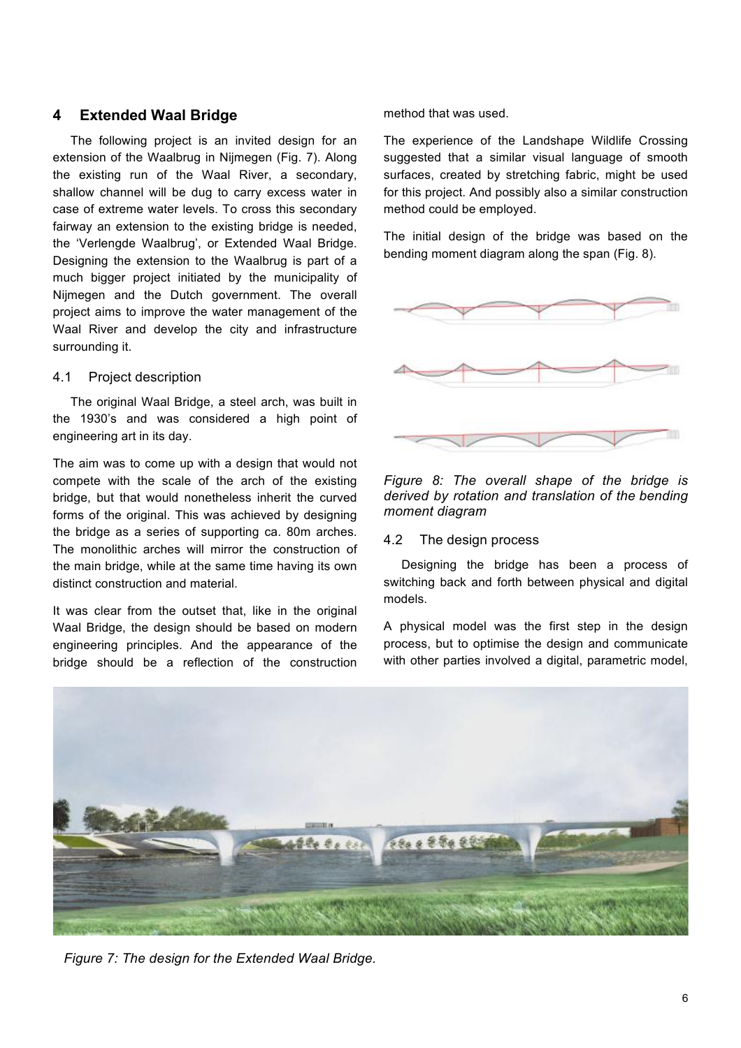## 4 Extended Waal Bridge

The following project is an invited design for an extension of the Waalbrug in Nijmegen (Fig. 7). Along the existing run of the Waal River, a secondary, shallow channel will be dug to carry excess water in case of extreme water levels. To cross this secondary fairway an extension to the existing bridge is needed, the 'Verlengde Waalbrug', or Extended Waal Bridge. Designing the extension to the Waalbrug is part of a much bigger project initiated by the municipality of Nijmegen and the Dutch government. The overall project aims to improve the water management of the Waal River and develop the city and infrastructure surrounding it.

### 4.1 Project description

The original Waal Bridge, a steel arch, was built in the 1930's and was considered a high point of engineering art in its day.

The aim was to come up with a design that would not compete with the scale of the arch of the existing bridge, but that would nonetheless inherit the curved forms of the original. This was achieved by designing the bridge as a series of supporting ca. 80m arches. The monolithic arches will mirror the construction of the main bridge, while at the same time having its own distinct construction and material.

It was clear from the outset that, like in the original Waal Bridge, the design should be based on modern engineering principles. And the appearance of the bridge should be a reflection of the construction method that was used.

The experience of the Landshape Wildlife Crossing suggested that a similar visual language of smooth surfaces, created by stretching fabric, might be used for this project. And possibly also a similar construction method could be employed.

The initial design of the bridge was based on the bending moment diagram along the span (Fig. 8).

*Figure 8: The overall shape of the bridge is derived by rotation and translation of the bending moment diagram*

### 4.2 The design process

Designing the bridge has been a process of switching back and forth between physical and digital models.

A physical model was the first step in the design process, but to optimise the design and communicate with other parties involved a digital, parametric model,

*Figure 7: The design for the Extended Waal Bridge.*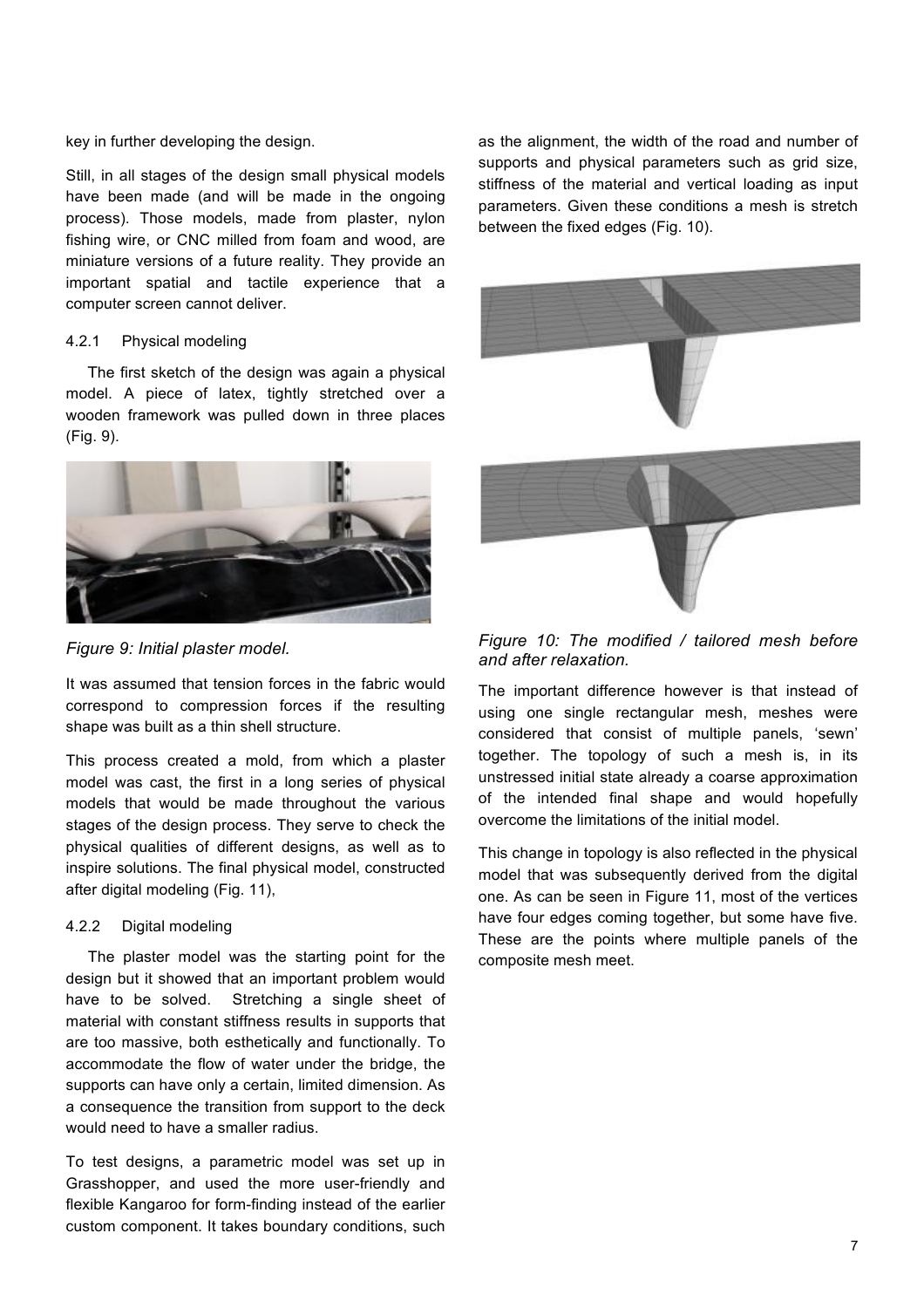key in further developing the design.

Still, in all stages of the design small physical models have been made (and will be made in the ongoing process). Those models, made from plaster, nylon fishing wire, or CNC milled from foam and wood, are miniature versions of a future reality. They provide an important spatial and tactile experience that a computer screen cannot deliver.

### 4.2.1 Physical modeling

The first sketch of the design was again a physical model. A piece of latex, tightly stretched over a wooden framework was pulled down in three places (Fig. 9).

*Figure 9: Initial plaster model.*

It was assumed that tension forces in the fabric would correspond to compression forces if the resulting shape was built as a thin shell structure.

This process created a mold, from which a plaster model was cast, the first in a long series of physical models that would be made throughout the various stages of the design process. They serve to check the physical qualities of different designs, as well as to inspire solutions. The final physical model, constructed after digital modeling (Fig. 11),

### 4.2.2 Digital modeling

The plaster model was the starting point for the design but it showed that an important problem would have to be solved. Stretching a single sheet of material with constant stiffness results in supports that are too massive, both esthetically and functionally. To accommodate the flow of water under the bridge, the supports can have only a certain, limited dimension. As a consequence the transition from support to the deck would need to have a smaller radius.

To test designs, a parametric model was set up in Grasshopper, and used the more user-friendly and flexible Kangaroo for form-finding instead of the earlier custom component. It takes boundary conditions, such as the alignment, the width of the road and number of supports and physical parameters such as grid size, stiffness of the material and vertical loading as input parameters. Given these conditions a mesh is stretch between the fixed edges (Fig. 10).

*Figure 10: The modified / tailored mesh before and after relaxation.*

The important difference however is that instead of using one single rectangular mesh, meshes were considered that consist of multiple panels, 'sewn' together. The topology of such a mesh is, in its unstressed initial state already a coarse approximation of the intended final shape and would hopefully overcome the limitations of the initial model.

This change in topology is also reflected in the physical model that was subsequently derived from the digital one. As can be seen in Figure 11, most of the vertices have four edges coming together, but some have five. These are the points where multiple panels of the composite mesh meet.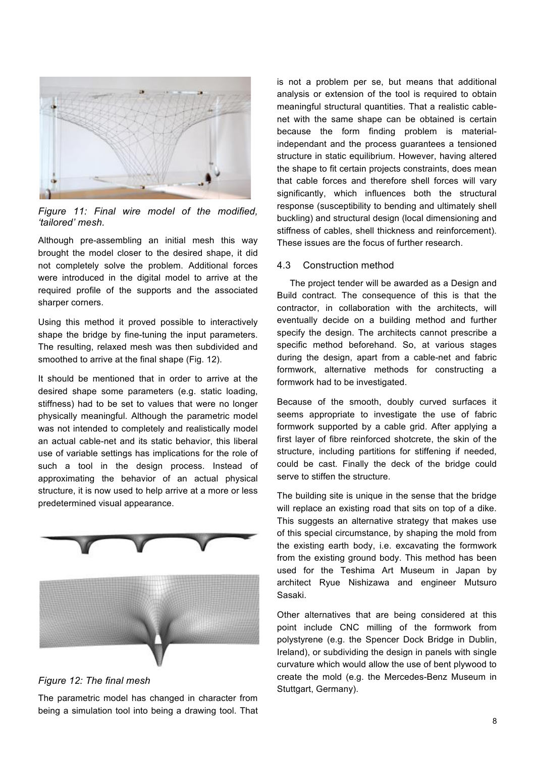*Figure 11: Final wire model of the modified, 'tailored' mesh.*

Although pre-assembling an initial mesh this way brought the model closer to the desired shape, it did not completely solve the problem. Additional forces were introduced in the digital model to arrive at the required profile of the supports and the associated sharper corners.

Using this method it proved possible to interactively shape the bridge by fine-tuning the input parameters. The resulting, relaxed mesh was then subdivided and smoothed to arrive at the final shape (Fig. 12).

It should be mentioned that in order to arrive at the desired shape some parameters (e.g. static loading, stiffness) had to be set to values that were no longer physically meaningful. Although the parametric model was not intended to completely and realistically model an actual cable-net and its static behavior, this liberal use of variable settings has implications for the role of such a tool in the design process. Instead of approximating the behavior of an actual physical structure, it is now used to help arrive at a more or less predetermined visual appearance.

*Figure 12: The final mesh*

The parametric model has changed in character from being a simulation tool into being a drawing tool. That is not a problem per se, but means that additional analysis or extension of the tool is required to obtain meaningful structural quantities. That a realistic cable-net with the same shape can be obtained is certain because the form finding problem is material-independant and the process guarantees a tensioned structure in static equilibrium. However, having altered the shape to fit certain projects constraints, does mean that cable forces and therefore shell forces will vary significantly, which influences both the structural response (susceptibility to bending and ultimately shell buckling) and structural design (local dimensioning and stiffness of cables, shell thickness and reinforcement). These issues are the focus of further research.

### 4.3 Construction method

The project tender will be awarded as a Design and Build contract. The consequence of this is that the contractor, in collaboration with the architects, will eventually decide on a building method and further specify the design. The architects cannot prescribe a specific method beforehand. So, at various stages during the design, apart from a cable-net and fabric formwork, alternative methods for constructing a formwork had to be investigated.

Because of the smooth, doubly curved surfaces it seems appropriate to investigate the use of fabric formwork supported by a cable grid. After applying a first layer of fibre reinforced shotcrete, the skin of the structure, including partitions for stiffening if needed, could be cast. Finally the deck of the bridge could serve to stiffen the structure.

The building site is unique in the sense that the bridge will replace an existing road that sits on top of a dike. This suggests an alternative strategy that makes use of this special circumstance, by shaping the mold from the existing earth body, i.e. excavating the formwork from the existing ground body. This method has been used for the Teshima Art Museum in Japan by architect Ryue Nishizawa and engineer Mutsuro Sasaki.

Other alternatives that are being considered at this point include CNC milling of the formwork from polystyrene (e.g. the Spencer Dock Bridge in Dublin, Ireland), or subdividing the design in panels with single curvature which would allow the use of bent plywood to create the mold (e.g. the Mercedes-Benz Museum in Stuttgart, Germany).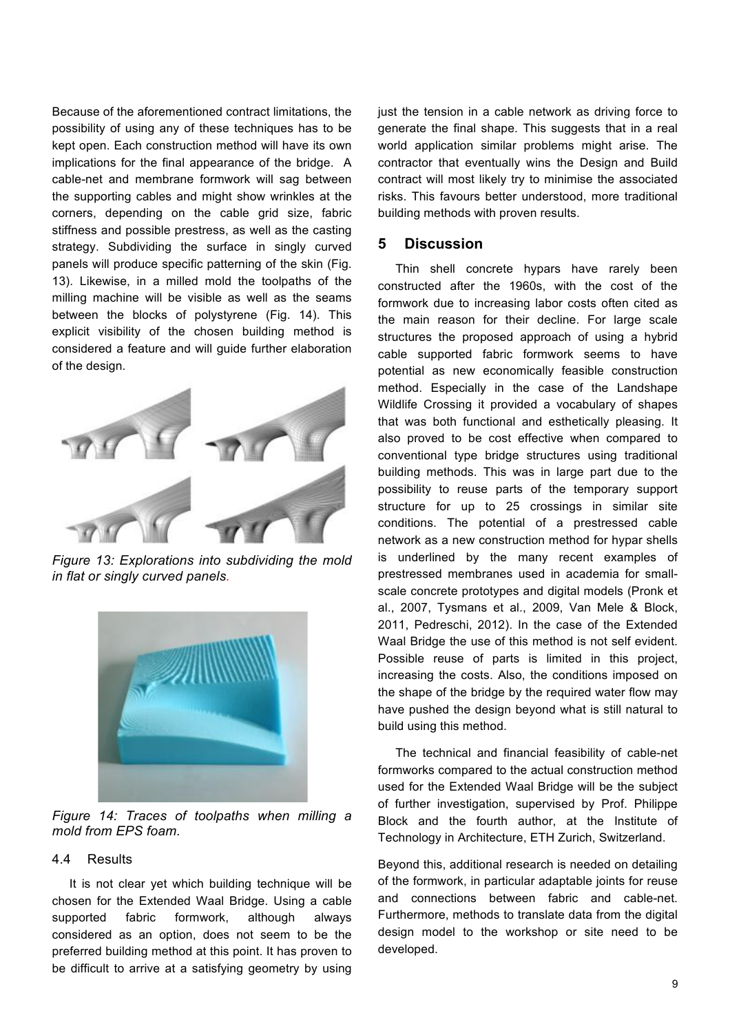Because of the aforementioned contract limitations, the possibility of using any of these techniques has to be kept open. Each construction method will have its own implications for the final appearance of the bridge. A cable-net and membrane formwork will sag between the supporting cables and might show wrinkles at the corners, depending on the cable grid size, fabric stiffness and possible prestress, as well as the casting strategy. Subdividing the surface in singly curved panels will produce specific patterning of the skin (Fig. 13). Likewise, in a milled mold the toolpaths of the milling machine will be visible as well as the seams between the blocks of polystyrene (Fig. 14). This explicit visibility of the chosen building method is considered a feature and will guide further elaboration of the design.

*Figure 13: Explorations into subdividing the mold in flat or singly curved panels.*

*Figure 14: Traces of toolpaths when milling a mold from EPS foam.*

### 4.4 Results

It is not clear yet which building technique will be chosen for the Extended Waal Bridge. Using a cable supported fabric formwork, although always considered as an option, does not seem to be the preferred building method at this point. It has proven to be difficult to arrive at a satisfying geometry by using just the tension in a cable network as driving force to generate the final shape. This suggests that in a real world application similar problems might arise. The contractor that eventually wins the Design and Build contract will most likely try to minimise the associated risks. This favours better understood, more traditional building methods with proven results.

## 5 Discussion

Thin shell concrete hypars have rarely been constructed after the 1960s, with the cost of the formwork due to increasing labor costs often cited as the main reason for their decline. For large scale structures the proposed approach of using a hybrid cable supported fabric formwork seems to have potential as new economically feasible construction method. Especially in the case of the Landshape Wildlife Crossing it provided a vocabulary of shapes that was both functional and esthetically pleasing. It also proved to be cost effective when compared to conventional type bridge structures using traditional building methods. This was in large part due to the possibility to reuse parts of the temporary support structure for up to 25 crossings in similar site conditions. The potential of a prestressed cable network as a new construction method for hypar shells is underlined by the many recent examples of prestressed membranes used in academia for small-scale concrete prototypes and digital models (Pronk et al., 2007, Tysmans et al., 2009, Van Mele & Block, 2011, Pedreschi, 2012). In the case of the Extended Waal Bridge the use of this method is not self evident. Possible reuse of parts is limited in this project, increasing the costs. Also, the conditions imposed on the shape of the bridge by the required water flow may have pushed the design beyond what is still natural to build using this method.

The technical and financial feasibility of cable-net formworks compared to the actual construction method used for the Extended Waal Bridge will be the subject of further investigation, supervised by Prof. Philippe Block and the fourth author, at the Institute of Technology in Architecture, ETH Zurich, Switzerland.

Beyond this, additional research is needed on detailing of the formwork, in particular adaptable joints for reuse and connections between fabric and cable-net. Furthermore, methods to translate data from the digital design model to the workshop or site need to be developed.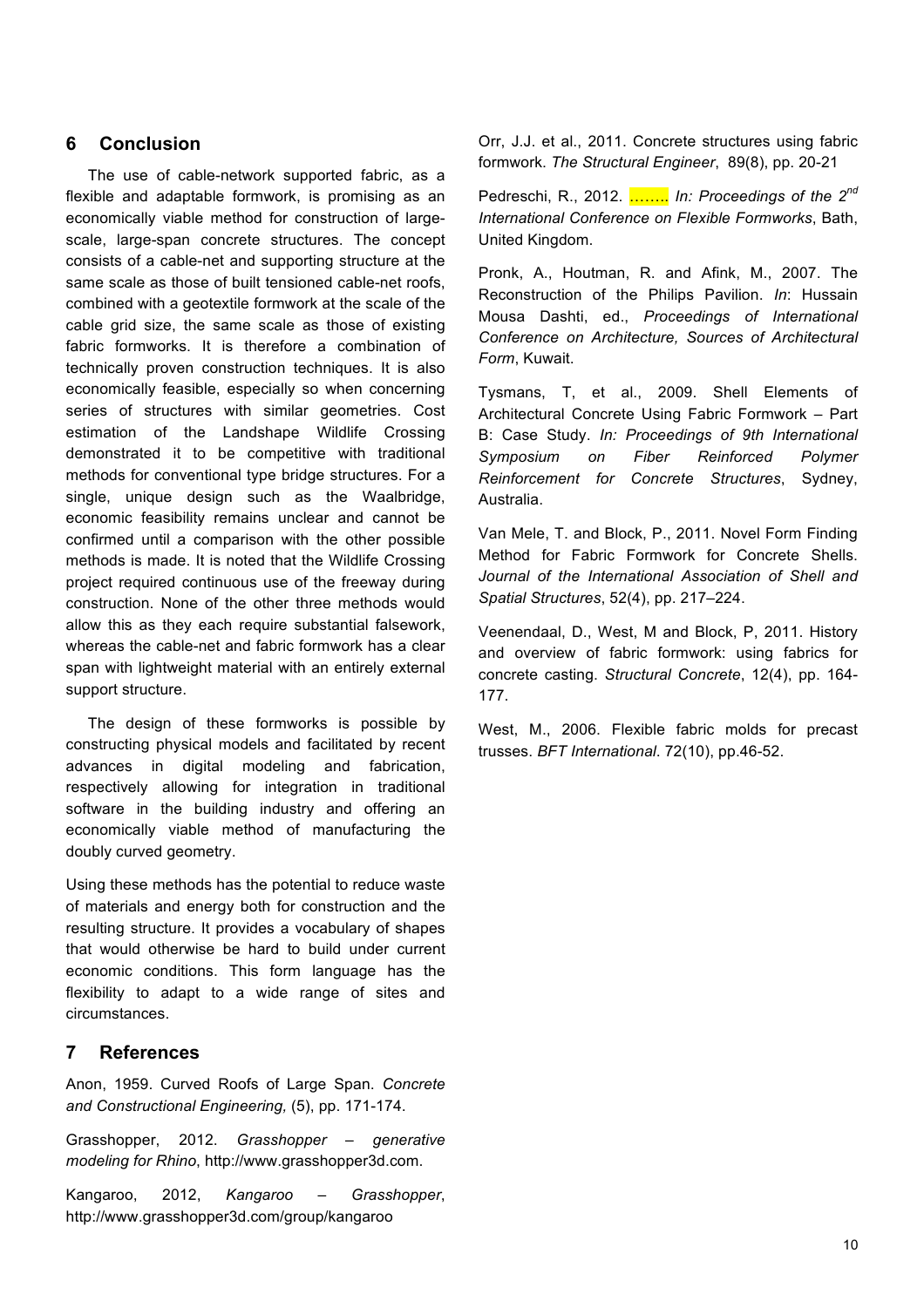## 6 Conclusion

The use of cable-network supported fabric, as a flexible and adaptable formwork, is promising as an economically viable method for construction of large-scale, large-span concrete structures. The concept consists of a cable-net and supporting structure at the same scale as those of built tensioned cable-net roofs, combined with a geotextile formwork at the scale of the cable grid size, the same scale as those of existing fabric formworks. It is therefore a combination of technically proven construction techniques. It is also economically feasible, especially so when concerning series of structures with similar geometries. Cost estimation of the Landshape Wildlife Crossing demonstrated it to be competitive with traditional methods for conventional type bridge structures. For a single, unique design such as the Waalbridge, economic feasibility remains unclear and cannot be confirmed until a comparison with the other possible methods is made. It is noted that the Wildlife Crossing project required continuous use of the freeway during construction. None of the other three methods would allow this as they each require substantial falsework, whereas the cable-net and fabric formwork has a clear span with lightweight material with an entirely external support structure.

The design of these formworks is possible by constructing physical models and facilitated by recent advances in digital modeling and fabrication, respectively allowing for integration in traditional software in the building industry and offering an economically viable method of manufacturing the doubly curved geometry.

Using these methods has the potential to reduce waste of materials and energy both for construction and the resulting structure. It provides a vocabulary of shapes that would otherwise be hard to build under current economic conditions. This form language has the flexibility to adapt to a wide range of sites and circumstances.

## 7 References

Anon, 1959. Curved Roofs of Large Span. *Concrete and Constructional Engineering,* (5), pp. 171-174.

Grasshopper, 2012. *Grasshopper – generative modeling for Rhino*, http://www.grasshopper3d.com.

Kangaroo, 2012, *Kangaroo – Grasshopper*, http://www.grasshopper3d.com/group/kangaroo

Orr, J.J. et al., 2011. Concrete structures using fabric formwork. *The Structural Engineer*, 89(8), pp. 20-21

Pedreschi, R., 2012. …….. *In: Proceedings of the 2nd International Conference on Flexible Formworks*, Bath, United Kingdom.

Pronk, A., Houtman, R. and Afink, M., 2007. The Reconstruction of the Philips Pavilion. *In*: Hussain Mousa Dashti, ed., *Proceedings of International Conference on Architecture, Sources of Architectural Form*, Kuwait.

Tysmans, T, et al., 2009. Shell Elements of Architectural Concrete Using Fabric Formwork – Part B: Case Study. *In: Proceedings of 9th International Symposium on Fiber Reinforced Polymer Reinforcement for Concrete Structures*, Sydney, Australia.

Van Mele, T. and Block, P., 2011. Novel Form Finding Method for Fabric Formwork for Concrete Shells. *Journal of the International Association of Shell and Spatial Structures*, 52(4), pp. 217–224.

Veenendaal, D., West, M and Block, P, 2011. History and overview of fabric formwork: using fabrics for concrete casting. *Structural Concrete*, 12(4), pp. 164-177.

West, M., 2006. Flexible fabric molds for precast trusses. *BFT International*. 72(10), pp.46-52.